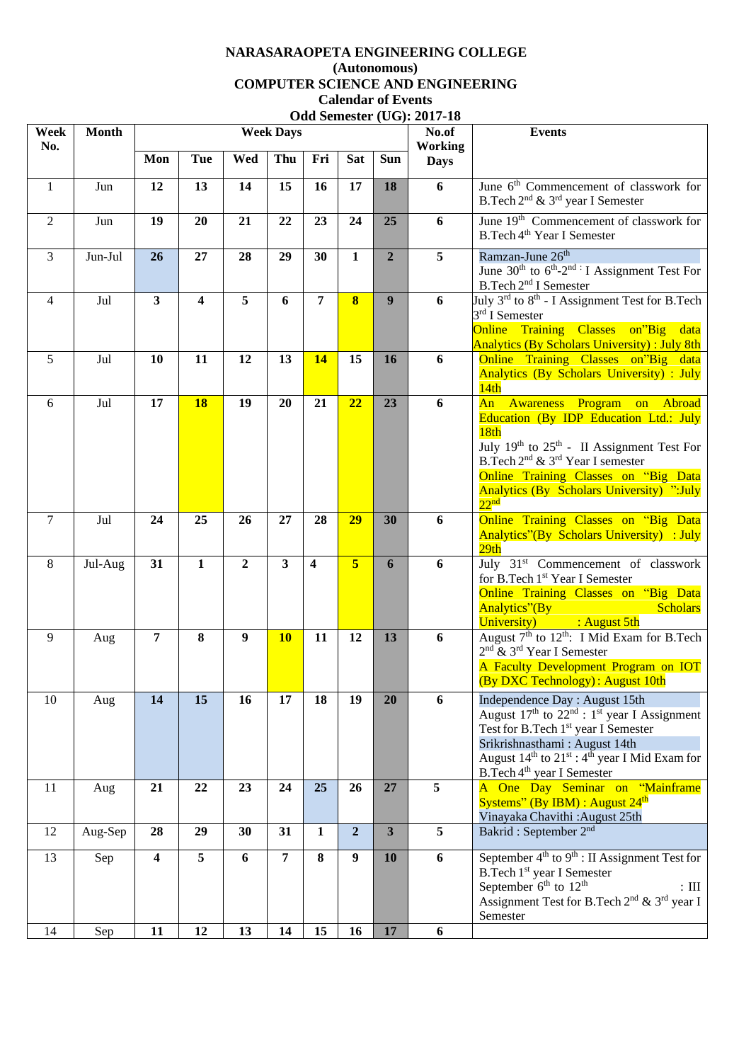# NARASARAOPETA ENGINEERING COLLEGE
## (Autonomous)
## COMPUTER SCIENCE AND ENGINEERING
### Calendar of Events
### Odd Semester (UG): 2017-18

| Week No. | Month | Mon | Tue | Wed | Thu | Fri | Sat | Sun | No.of Working Days | Events |
|---|---|---|---|---|---|---|---|---|---|---|
| 1 | Jun | 12 | 13 | 14 | 15 | 16 | 17 | 18 | 6 | June 6th Commencement of classwork for B.Tech 2nd & 3rd year I Semester |
| 2 | Jun | 19 | 20 | 21 | 22 | 23 | 24 | 25 | 6 | June 19th Commencement of classwork for B.Tech 4th Year I Semester |
| 3 | Jun-Jul | 26 | 27 | 28 | 29 | 30 | 1 | 2 | 5 | Ramzan-June 26th<br>June 30th to 6th-2nd : I Assignment Test For B.Tech 2nd I Semester |
| 4 | Jul | 3 | 4 | 5 | 6 | 7 | 8 | 9 | 6 | July 3rd to 8th - I Assignment Test for B.Tech 3rd I Semester<br>Online Training Classes on"Big data Analytics (By Scholars University) : July 8th |
| 5 | Jul | 10 | 11 | 12 | 13 | 14 | 15 | 16 | 6 | Online Training Classes on"Big data Analytics (By Scholars University) : July 14th |
| 6 | Jul | 17 | 18 | 19 | 20 | 21 | 22 | 23 | 6 | An Awareness Program on Abroad Education (By IDP Education Ltd.: July 18th<br>July 19th to 25th - II Assignment Test For B.Tech 2nd & 3rd Year I semester<br>Online Training Classes on "Big Data Analytics (By Scholars University) ":July 22nd |
| 7 | Jul | 24 | 25 | 26 | 27 | 28 | 29 | 30 | 6 | Online Training Classes on "Big Data Analytics"(By Scholars University) : July 29th |
| 8 | Jul-Aug | 31 | 1 | 2 | 3 | 4 | 5 | 6 | 6 | July 31st Commencement of classwork for B.Tech 1st Year I Semester<br>Online Training Classes on "Big Data Analytics"(By Scholars University) : August 5th |
| 9 | Aug | 7 | 8 | 9 | 10 | 11 | 12 | 13 | 6 | August 7th to 12th: I Mid Exam for B.Tech 2nd & 3rd Year I Semester<br>A Faculty Development Program on IOT (By DXC Technology): August 10th |
| 10 | Aug | 14 | 15 | 16 | 17 | 18 | 19 | 20 | 6 | Independence Day : August 15th<br>August 17th to 22nd : 1st year I Assignment Test for B.Tech 1st year I Semester<br>Srikrishnasthami : August 14th<br>August 14th to 21st : 4th year I Mid Exam for B.Tech 4th year I Semester |
| 11 | Aug | 21 | 22 | 23 | 24 | 25 | 26 | 27 | 5 | A One Day Seminar on "Mainframe Systems" (By IBM) : August 24th<br>Vinayaka Chavithi :August 25th |
| 12 | Aug-Sep | 28 | 29 | 30 | 31 | 1 | 2 | 3 | 5 | Bakrid : September 2nd |
| 13 | Sep | 4 | 5 | 6 | 7 | 8 | 9 | 10 | 6 | September 4th to 9th : II Assignment Test for B.Tech 1st year I Semester<br>September 6th to 12th : III Assignment Test for B.Tech 2nd & 3rd year I Semester |
| 14 | Sep | 11 | 12 | 13 | 14 | 15 | 16 | 17 | 6 | |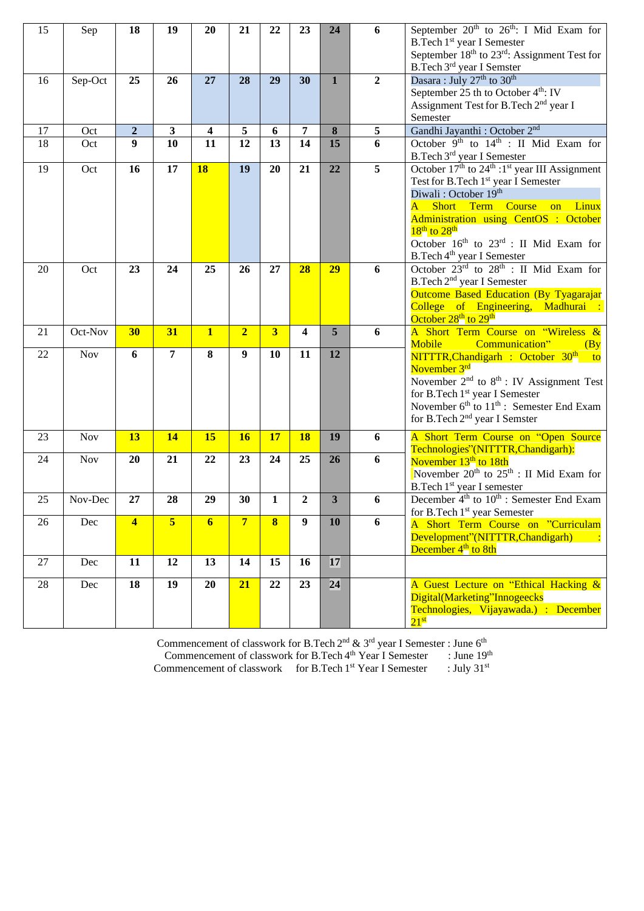| | | | | | | | | | | |
|---|---|---|---|---|---|---|---|---|---|---|
| 15 | Sep | **18** | **19** | **20** | **21** | **22** | **23** | **24** | **6** | September 20th to 26th: I Mid Exam for B.Tech 1st year I Semester<br>September 18th to 23rd: Assignment Test for B.Tech 3rd year I Semster |
| 16 | Sep-Oct | **25** | **26** | **27** | **28** | **29** | **30** | **1** | **2** | Dasara : July 27th to 30th<br>September 25 th to October 4th: IV Assignment Test for B.Tech 2nd year I Semester |
| 17 | Oct | **2** | **3** | **4** | **5** | **6** | **7** | **8** | **5** | Gandhi Jayanthi : October 2nd |
| 18 | Oct | **9** | **10** | **11** | **12** | **13** | **14** | **15** | **6** | October 9th to 14th : II Mid Exam for B.Tech 3rd year I Semester |
| 19 | Oct | **16** | **17** | **18** | **19** | **20** | **21** | **22** | **5** | October 17th to 24th :1st year III Assignment Test for B.Tech 1st year I Semester<br>Diwali : October 19th<br>A Short Term Course on Linux Administration using CentOS : October 18th to 28th<br>October 16th to 23rd : II Mid Exam for B.Tech 4th year I Semester |
| 20 | Oct | **23** | **24** | **25** | **26** | **27** | **28** | **29** | **6** | October 23rd to 28th : II Mid Exam for B.Tech 2nd year I Semester<br>Outcome Based Education (By Tyagarajar College of Engineering, Madhurai : October 28th to 29th |
| 21 | Oct-Nov | **30** | **31** | **1** | **2** | **3** | **4** | **5** | **6** | A Short Term Course on "Wireless & Mobile Communication" (By NITTTR,Chandigarh : October 30th to November 3rd<br>November 2nd to 8th : IV Assignment Test for B.Tech 1st year I Semester<br>November 6th to 11th : Semester End Exam for B.Tech 2nd year I Semster |
| 22 | Nov | **6** | **7** | **8** | **9** | **10** | **11** | **12** | | |
| 23 | Nov | **13** | **14** | **15** | **16** | **17** | **18** | **19** | **6** | A Short Term Course on "Open Source Technologies"(NITTTR,Chandigarh): November 13th to 18th<br>November 20th to 25th : II Mid Exam for B.Tech 1st year I semester |
| 24 | Nov | **20** | **21** | **22** | **23** | **24** | **25** | **26** | **6** | |
| 25 | Nov-Dec | **27** | **28** | **29** | **30** | **1** | **2** | **3** | **6** | December 4th to 10th : Semester End Exam for B.Tech 1st year Semester |
| 26 | Dec | **4** | **5** | **6** | **7** | **8** | **9** | **10** | **6** | A Short Term Course on "Curriculam Development"(NITTTR,Chandigarh) : December 4th to 8th |
| 27 | Dec | **11** | **12** | **13** | **14** | **15** | **16** | **17** | | |
| 28 | Dec | **18** | **19** | **20** | **21** | **22** | **23** | **24** | | A Guest Lecture on "Ethical Hacking & Digital(Marketing"Innogeecks Technologies, Vijayawada.) : December 21st |

Commencement of classwork for B.Tech 2nd & 3rd year I Semester : June 6th
Commencement of classwork for B.Tech 4th Year I Semester : June 19th
Commencement of classwork for B.Tech 1st Year I Semester : July 31st